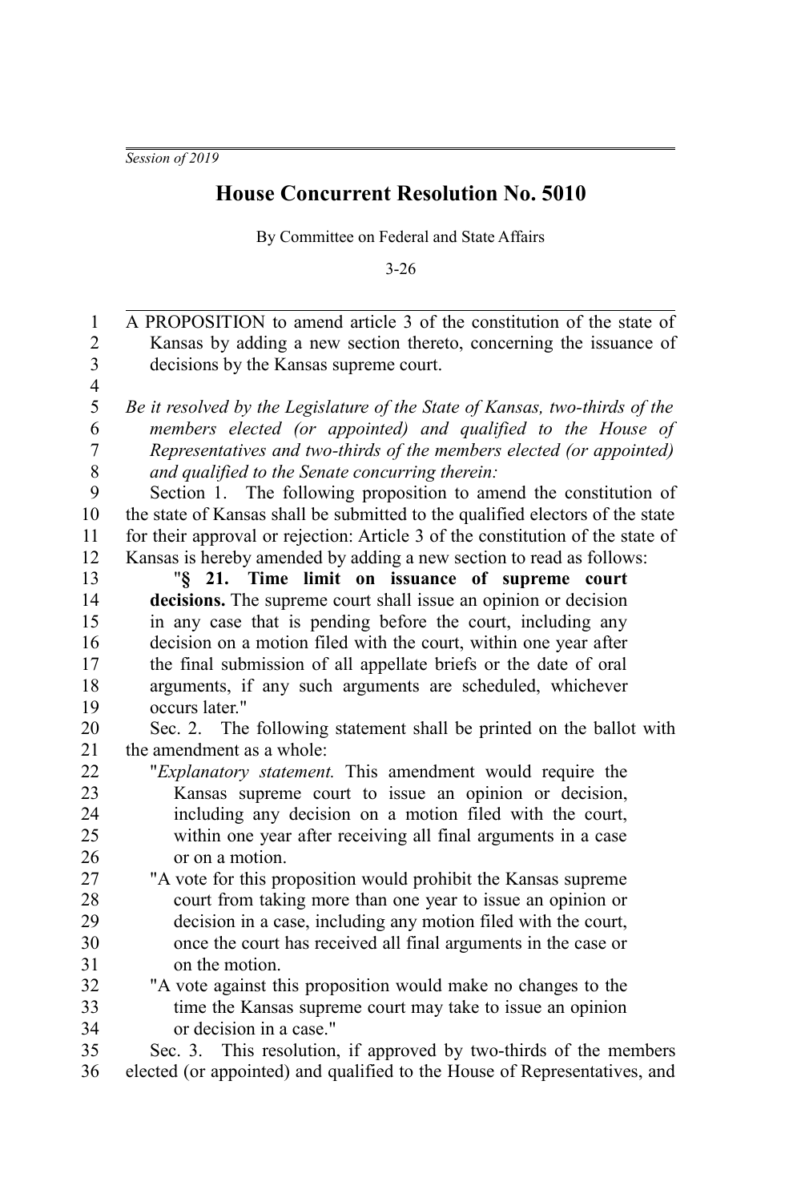*Session of 2019*

# House Concurrent Resolution No. 5010

By Committee on Federal and State Affairs

3-26

A PROPOSITION to amend article 3 of the constitution of the state of Kansas by adding a new section thereto, concerning the issuance of decisions by the Kansas supreme court.

*Be it resolved by the Legislature of the State of Kansas, two-thirds of the members elected (or appointed) and qualified to the House of Representatives and two-thirds of the members elected (or appointed) and qualified to the Senate concurring therein:*

Section 1. The following proposition to amend the constitution of the state of Kansas shall be submitted to the qualified electors of the state for their approval or rejection: Article 3 of the constitution of the state of Kansas is hereby amended by adding a new section to read as follows:

"**§ 21. Time limit on issuance of supreme court decisions.** The supreme court shall issue an opinion or decision in any case that is pending before the court, including any decision on a motion filed with the court, within one year after the final submission of all appellate briefs or the date of oral arguments, if any such arguments are scheduled, whichever occurs later."

Sec. 2. The following statement shall be printed on the ballot with the amendment as a whole:

"*Explanatory statement.* This amendment would require the Kansas supreme court to issue an opinion or decision, including any decision on a motion filed with the court, within one year after receiving all final arguments in a case or on a motion.

"A vote for this proposition would prohibit the Kansas supreme court from taking more than one year to issue an opinion or decision in a case, including any motion filed with the court, once the court has received all final arguments in the case or on the motion.

"A vote against this proposition would make no changes to the time the Kansas supreme court may take to issue an opinion or decision in a case."

Sec. 3. This resolution, if approved by two-thirds of the members elected (or appointed) and qualified to the House of Representatives, and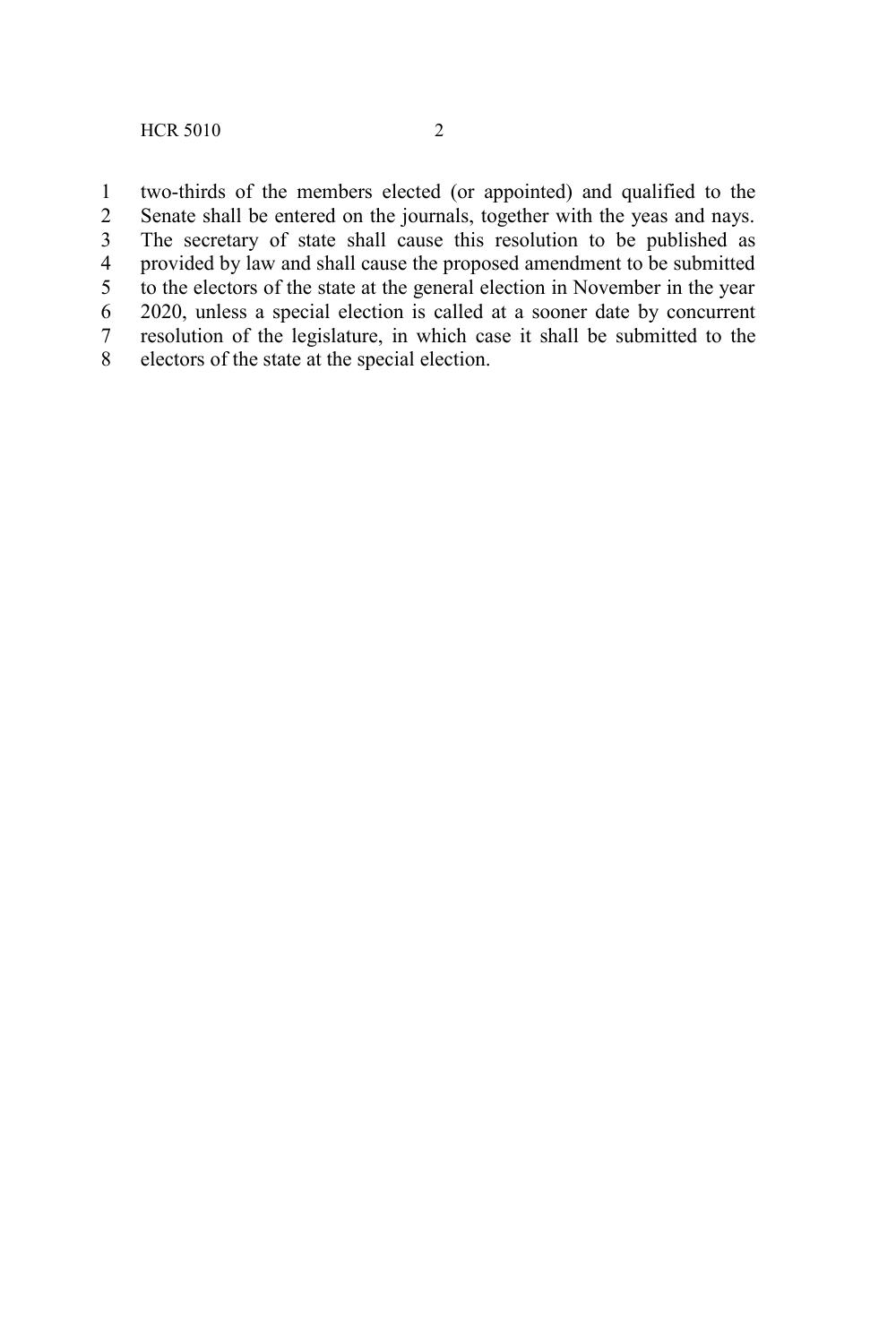two-thirds of the members elected (or appointed) and qualified to the Senate shall be entered on the journals, together with the yeas and nays. The secretary of state shall cause this resolution to be published as provided by law and shall cause the proposed amendment to be submitted to the electors of the state at the general election in November in the year 2020, unless a special election is called at a sooner date by concurrent resolution of the legislature, in which case it shall be submitted to the electors of the state at the special election.